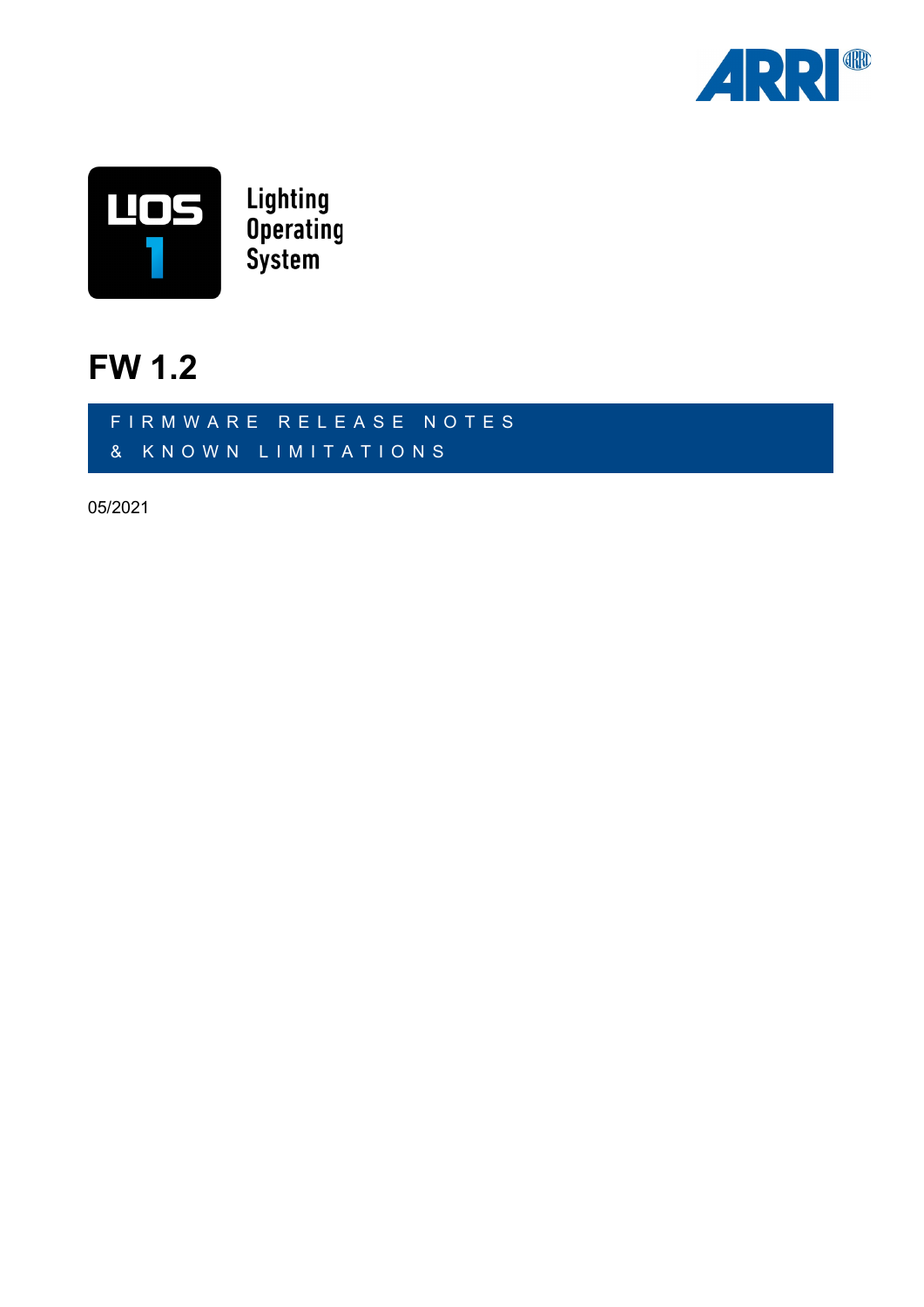LiOS 1

Lighting
Operating
System

# FW 1.2

FIRMWARE RELEASE NOTES
& KNOWN LIMITATIONS

05/2021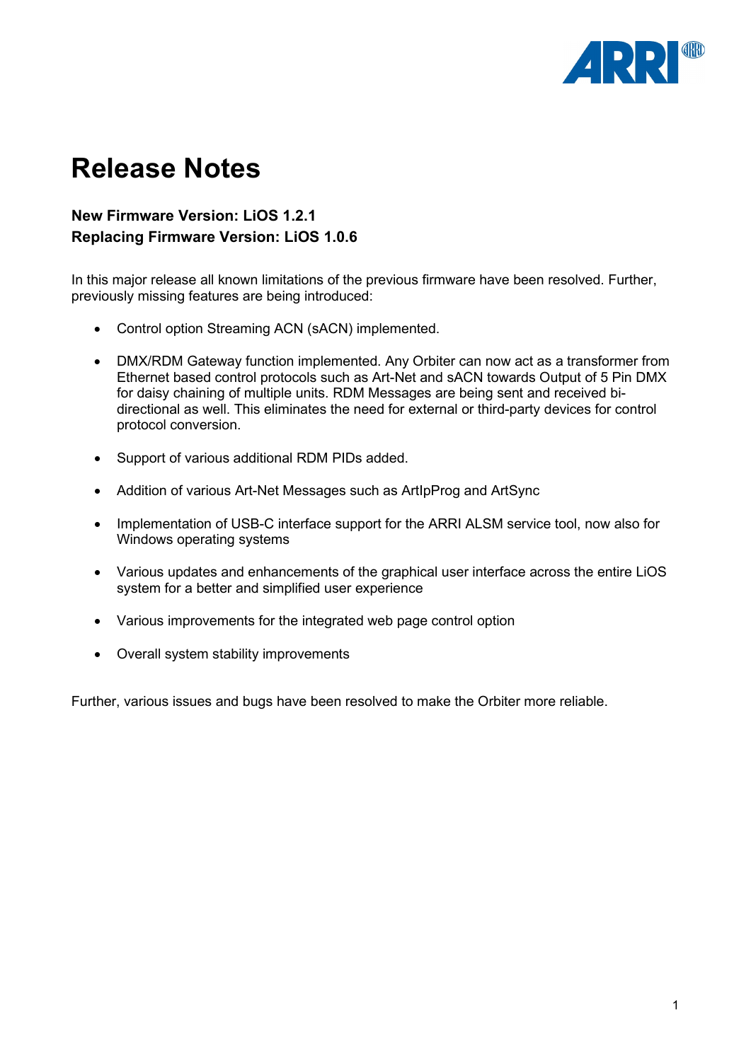# Release Notes

**New Firmware Version: LiOS 1.2.1**
**Replacing Firmware Version: LiOS 1.0.6**

In this major release all known limitations of the previous firmware have been resolved. Further, previously missing features are being introduced:

- Control option Streaming ACN (sACN) implemented.
- DMX/RDM Gateway function implemented. Any Orbiter can now act as a transformer from Ethernet based control protocols such as Art-Net and sACN towards Output of 5 Pin DMX for daisy chaining of multiple units. RDM Messages are being sent and received bi-directional as well. This eliminates the need for external or third-party devices for control protocol conversion.
- Support of various additional RDM PIDs added.
- Addition of various Art-Net Messages such as ArtIpProg and ArtSync
- Implementation of USB-C interface support for the ARRI ALSM service tool, now also for Windows operating systems
- Various updates and enhancements of the graphical user interface across the entire LiOS system for a better and simplified user experience
- Various improvements for the integrated web page control option
- Overall system stability improvements

Further, various issues and bugs have been resolved to make the Orbiter more reliable.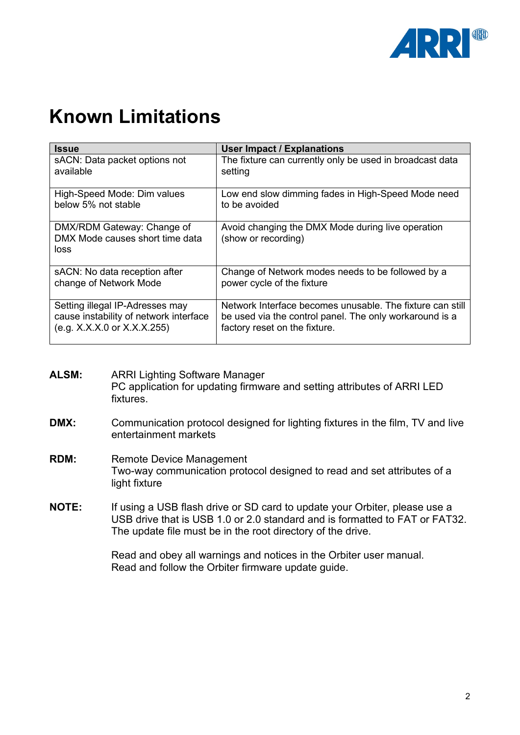# Known Limitations

| Issue | User Impact / Explanations |
|---|---|
| sACN: Data packet options not available | The fixture can currently only be used in broadcast data setting |
| High-Speed Mode: Dim values below 5% not stable | Low end slow dimming fades in High-Speed Mode need to be avoided |
| DMX/RDM Gateway: Change of DMX Mode causes short time data loss | Avoid changing the DMX Mode during live operation (show or recording) |
| sACN: No data reception after change of Network Mode | Change of Network modes needs to be followed by a power cycle of the fixture |
| Setting illegal IP-Adresses may cause instability of network interface (e.g. X.X.X.0 or X.X.X.255) | Network Interface becomes unusable. The fixture can still be used via the control panel. The only workaround is a factory reset on the fixture. |

**ALSM:** ARRI Lighting Software Manager
PC application for updating firmware and setting attributes of ARRI LED fixtures.

**DMX:** Communication protocol designed for lighting fixtures in the film, TV and live entertainment markets

**RDM:** Remote Device Management
Two-way communication protocol designed to read and set attributes of a light fixture

**NOTE:** If using a USB flash drive or SD card to update your Orbiter, please use a USB drive that is USB 1.0 or 2.0 standard and is formatted to FAT or FAT32. The update file must be in the root directory of the drive.

Read and obey all warnings and notices in the Orbiter user manual.
Read and follow the Orbiter firmware update guide.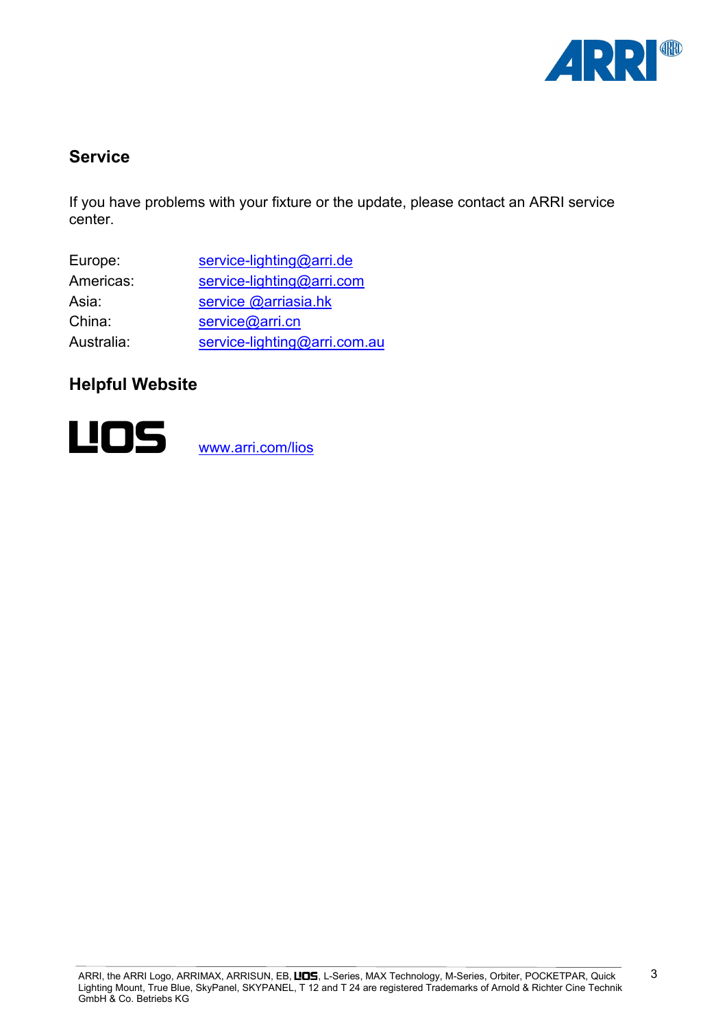## Service

If you have problems with your fixture or the update, please contact an ARRI service center.

| | |
|---|---|
| Europe: | service-lighting@arri.de |
| Americas: | service-lighting@arri.com |
| Asia: | service @arriasia.hk |
| China: | service@arri.cn |
| Australia: | service-lighting@arri.com.au |

## Helpful Website

LIOS www.arri.com/lios

ARRI, the ARRI Logo, ARRIMAX, ARRISUN, EB, LIOS, L-Series, MAX Technology, M-Series, Orbiter, POCKETPAR, Quick Lighting Mount, True Blue, SkyPanel, SKYPANEL, T 12 and T 24 are registered Trademarks of Arnold & Richter Cine Technik GmbH & Co. Betriebs KG